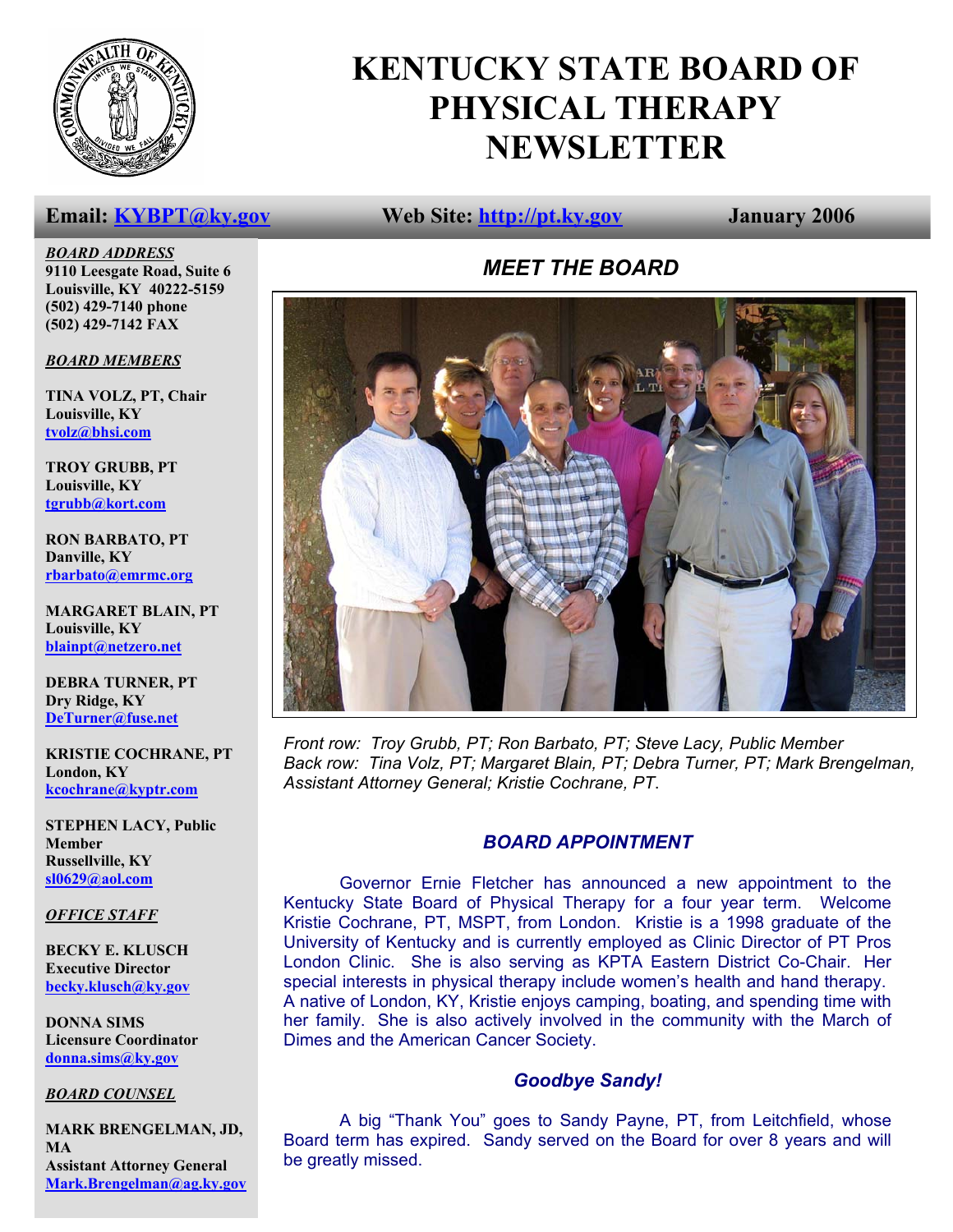# KENTUCKY STATE BOARD OF PHYSICAL THERAPY NEWSLETTER

**Email: KYBPT@ky.gov** **Web Site: http://pt.ky.gov** **January 2006**

***BOARD ADDRESS***
**9110 Leesgate Road, Suite 6**
**Louisville, KY 40222-5159**
**(502) 429-7140 phone**
**(502) 429-7142 FAX**

***BOARD MEMBERS***

**TINA VOLZ, PT, Chair**
**Louisville, KY**
**tvolz@bhsi.com**

**TROY GRUBB, PT**
**Louisville, KY**
**tgrubb@kort.com**

**RON BARBATO, PT**
**Danville, KY**
**rbarbato@emrmc.org**

**MARGARET BLAIN, PT**
**Louisville, KY**
**blainpt@netzero.net**

**DEBRA TURNER, PT**
**Dry Ridge, KY**
**DeTurner@fuse.net**

**KRISTIE COCHRANE, PT**
**London, KY**
**kcochrane@kyptr.com**

**STEPHEN LACY, Public Member**
**Russellville, KY**
**sl0629@aol.com**

***OFFICE STAFF***

**BECKY E. KLUSCH**
**Executive Director**
**becky.klusch@ky.gov**

**DONNA SIMS**
**Licensure Coordinator**
**donna.sims@ky.gov**

***BOARD COUNSEL***

**MARK BRENGELMAN, JD, MA**
**Assistant Attorney General**
**Mark.Brengelman@ag.ky.gov**

## *MEET THE BOARD*

*Front row: Troy Grubb, PT; Ron Barbato, PT; Steve Lacy, Public Member*
*Back row: Tina Volz, PT; Margaret Blain, PT; Debra Turner, PT; Mark Brengelman, Assistant Attorney General; Kristie Cochrane, PT.*

## *BOARD APPOINTMENT*

Governor Ernie Fletcher has announced a new appointment to the Kentucky State Board of Physical Therapy for a four year term. Welcome Kristie Cochrane, PT, MSPT, from London. Kristie is a 1998 graduate of the University of Kentucky and is currently employed as Clinic Director of PT Pros London Clinic. She is also serving as KPTA Eastern District Co-Chair. Her special interests in physical therapy include women's health and hand therapy. A native of London, KY, Kristie enjoys camping, boating, and spending time with her family. She is also actively involved in the community with the March of Dimes and the American Cancer Society.

## *Goodbye Sandy!*

A big "Thank You" goes to Sandy Payne, PT, from Leitchfield, whose Board term has expired. Sandy served on the Board for over 8 years and will be greatly missed.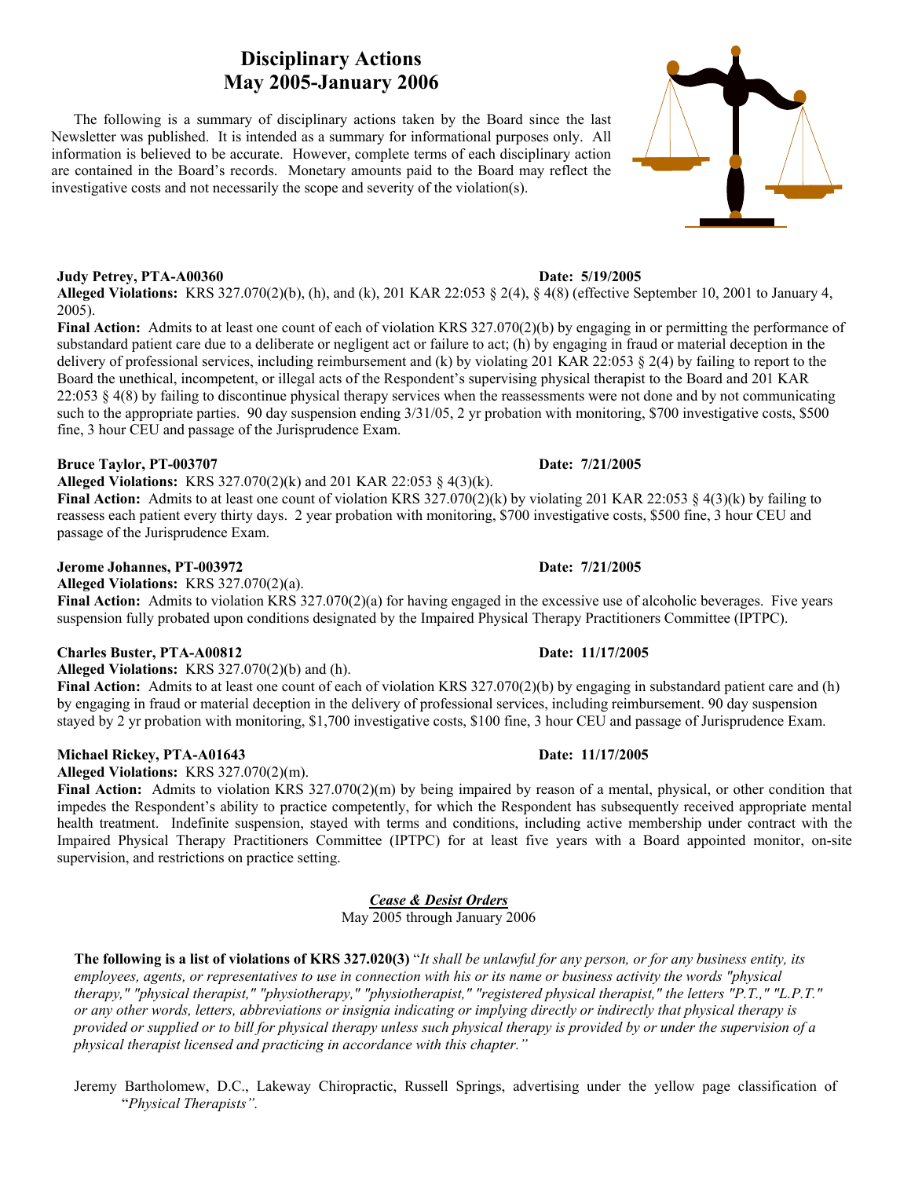# Disciplinary Actions
# May 2005-January 2006

The following is a summary of disciplinary actions taken by the Board since the last Newsletter was published. It is intended as a summary for informational purposes only. All information is believed to be accurate. However, complete terms of each disciplinary action are contained in the Board's records. Monetary amounts paid to the Board may reflect the investigative costs and not necessarily the scope and severity of the violation(s).

**Judy Petrey, PTA-A00360** **Date: 5/19/2005**

**Alleged Violations:** KRS 327.070(2)(b), (h), and (k), 201 KAR 22:053 § 2(4), § 4(8) (effective September 10, 2001 to January 4, 2005).

**Final Action:** Admits to at least one count of each of violation KRS 327.070(2)(b) by engaging in or permitting the performance of substandard patient care due to a deliberate or negligent act or failure to act; (h) by engaging in fraud or material deception in the delivery of professional services, including reimbursement and (k) by violating 201 KAR 22:053 § 2(4) by failing to report to the Board the unethical, incompetent, or illegal acts of the Respondent's supervising physical therapist to the Board and 201 KAR 22:053 § 4(8) by failing to discontinue physical therapy services when the reassessments were not done and by not communicating such to the appropriate parties. 90 day suspension ending 3/31/05, 2 yr probation with monitoring, $700 investigative costs, $500 fine, 3 hour CEU and passage of the Jurisprudence Exam.

**Bruce Taylor, PT-003707** **Date: 7/21/2005**

**Alleged Violations:** KRS 327.070(2)(k) and 201 KAR 22:053 § 4(3)(k).

**Final Action:** Admits to at least one count of violation KRS 327.070(2)(k) by violating 201 KAR 22:053 § 4(3)(k) by failing to reassess each patient every thirty days. 2 year probation with monitoring, $700 investigative costs, $500 fine, 3 hour CEU and passage of the Jurisprudence Exam.

**Jerome Johannes, PT-003972** **Date: 7/21/2005**

**Alleged Violations:** KRS 327.070(2)(a).

**Final Action:** Admits to violation KRS 327.070(2)(a) for having engaged in the excessive use of alcoholic beverages. Five years suspension fully probated upon conditions designated by the Impaired Physical Therapy Practitioners Committee (IPTPC).

**Charles Buster, PTA-A00812** **Date: 11/17/2005**

**Alleged Violations:** KRS 327.070(2)(b) and (h).

**Final Action:** Admits to at least one count of each of violation KRS 327.070(2)(b) by engaging in substandard patient care and (h) by engaging in fraud or material deception in the delivery of professional services, including reimbursement. 90 day suspension stayed by 2 yr probation with monitoring, $1,700 investigative costs, $100 fine, 3 hour CEU and passage of Jurisprudence Exam.

**Michael Rickey, PTA-A01643** **Date: 11/17/2005**

**Alleged Violations:** KRS 327.070(2)(m).

**Final Action:** Admits to violation KRS 327.070(2)(m) by being impaired by reason of a mental, physical, or other condition that impedes the Respondent's ability to practice competently, for which the Respondent has subsequently received appropriate mental health treatment. Indefinite suspension, stayed with terms and conditions, including active membership under contract with the Impaired Physical Therapy Practitioners Committee (IPTPC) for at least five years with a Board appointed monitor, on-site supervision, and restrictions on practice setting.

## *Cease & Desist Orders*

May 2005 through January 2006

**The following is a list of violations of KRS 327.020(3)** "*It shall be unlawful for any person, or for any business entity, its employees, agents, or representatives to use in connection with his or its name or business activity the words "physical therapy," "physical therapist," "physiotherapy," "physiotherapist," "registered physical therapist," the letters "P.T.," "L.P.T." or any other words, letters, abbreviations or insignia indicating or implying directly or indirectly that physical therapy is provided or supplied or to bill for physical therapy unless such physical therapy is provided by or under the supervision of a physical therapist licensed and practicing in accordance with this chapter."*

Jeremy Bartholomew, D.C., Lakeway Chiropractic, Russell Springs, advertising under the yellow page classification of "*Physical Therapists".*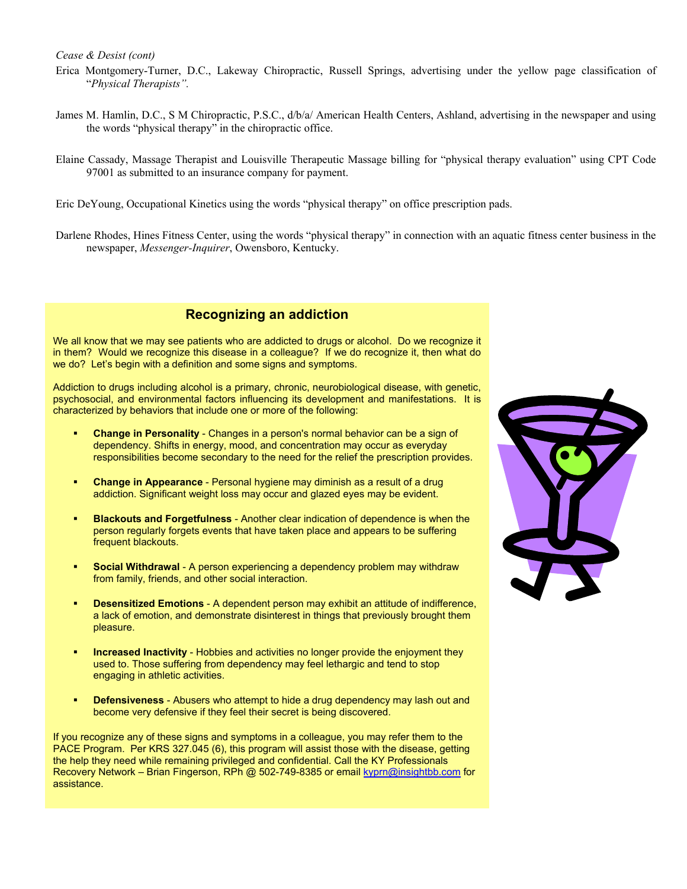*Cease & Desist (cont)*

Erica Montgomery-Turner, D.C., Lakeway Chiropractic, Russell Springs, advertising under the yellow page classification of "*Physical Therapists".*

James M. Hamlin, D.C., S M Chiropractic, P.S.C., d/b/a/ American Health Centers, Ashland, advertising in the newspaper and using the words "physical therapy" in the chiropractic office.

Elaine Cassady, Massage Therapist and Louisville Therapeutic Massage billing for "physical therapy evaluation" using CPT Code 97001 as submitted to an insurance company for payment.

Eric DeYoung, Occupational Kinetics using the words "physical therapy" on office prescription pads.

Darlene Rhodes, Hines Fitness Center, using the words "physical therapy" in connection with an aquatic fitness center business in the newspaper, *Messenger-Inquirer*, Owensboro, Kentucky.

## Recognizing an addiction

We all know that we may see patients who are addicted to drugs or alcohol. Do we recognize it in them? Would we recognize this disease in a colleague? If we do recognize it, then what do we do? Let's begin with a definition and some signs and symptoms.

Addiction to drugs including alcohol is a primary, chronic, neurobiological disease, with genetic, psychosocial, and environmental factors influencing its development and manifestations. It is characterized by behaviors that include one or more of the following:

- **Change in Personality** - Changes in a person's normal behavior can be a sign of dependency. Shifts in energy, mood, and concentration may occur as everyday responsibilities become secondary to the need for the relief the prescription provides.
- **Change in Appearance** - Personal hygiene may diminish as a result of a drug addiction. Significant weight loss may occur and glazed eyes may be evident.
- **Blackouts and Forgetfulness** - Another clear indication of dependence is when the person regularly forgets events that have taken place and appears to be suffering frequent blackouts.
- **Social Withdrawal** - A person experiencing a dependency problem may withdraw from family, friends, and other social interaction.
- **Desensitized Emotions** - A dependent person may exhibit an attitude of indifference, a lack of emotion, and demonstrate disinterest in things that previously brought them pleasure.
- **Increased Inactivity** - Hobbies and activities no longer provide the enjoyment they used to. Those suffering from dependency may feel lethargic and tend to stop engaging in athletic activities.
- **Defensiveness** - Abusers who attempt to hide a drug dependency may lash out and become very defensive if they feel their secret is being discovered.

If you recognize any of these signs and symptoms in a colleague, you may refer them to the PACE Program. Per KRS 327.045 (6), this program will assist those with the disease, getting the help they need while remaining privileged and confidential. Call the KY Professionals Recovery Network – Brian Fingerson, RPh @ 502-749-8385 or email kyprn@insightbb.com for assistance.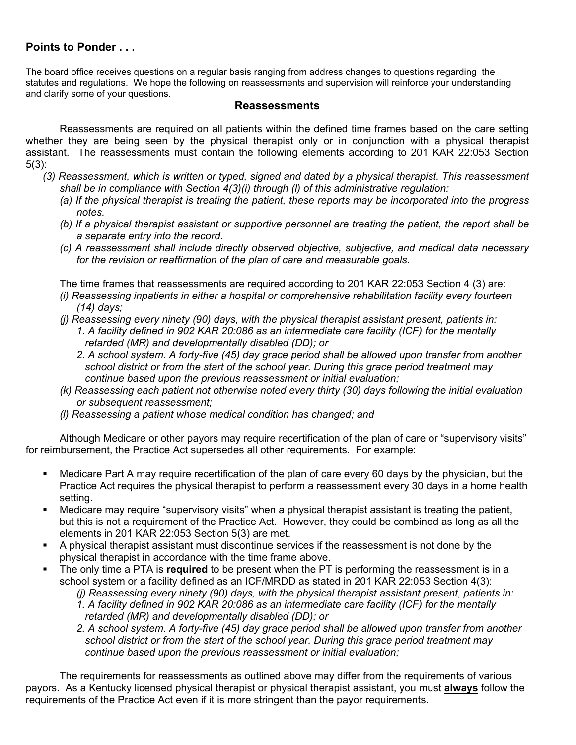## Points to Ponder . . .

The board office receives questions on a regular basis ranging from address changes to questions regarding the statutes and regulations. We hope the following on reassessments and supervision will reinforce your understanding and clarify some of your questions.

### Reassessments

Reassessments are required on all patients within the defined time frames based on the care setting whether they are being seen by the physical therapist only or in conjunction with a physical therapist assistant. The reassessments must contain the following elements according to 201 KAR 22:053 Section 5(3):

*(3) Reassessment, which is written or typed, signed and dated by a physical therapist. This reassessment shall be in compliance with Section 4(3)(i) through (l) of this administrative regulation:*

*(a) If the physical therapist is treating the patient, these reports may be incorporated into the progress notes.*

*(b) If a physical therapist assistant or supportive personnel are treating the patient, the report shall be a separate entry into the record.*

*(c) A reassessment shall include directly observed objective, subjective, and medical data necessary for the revision or reaffirmation of the plan of care and measurable goals.*

The time frames that reassessments are required according to 201 KAR 22:053 Section 4 (3) are:

*(i) Reassessing inpatients in either a hospital or comprehensive rehabilitation facility every fourteen (14) days;*

*(j) Reassessing every ninety (90) days, with the physical therapist assistant present, patients in:*

*1. A facility defined in 902 KAR 20:086 as an intermediate care facility (ICF) for the mentally retarded (MR) and developmentally disabled (DD); or*

*2. A school system. A forty-five (45) day grace period shall be allowed upon transfer from another school district or from the start of the school year. During this grace period treatment may continue based upon the previous reassessment or initial evaluation;*

*(k) Reassessing each patient not otherwise noted every thirty (30) days following the initial evaluation or subsequent reassessment;*

*(l) Reassessing a patient whose medical condition has changed; and*

Although Medicare or other payors may require recertification of the plan of care or "supervisory visits" for reimbursement, the Practice Act supersedes all other requirements. For example:

- Medicare Part A may require recertification of the plan of care every 60 days by the physician, but the Practice Act requires the physical therapist to perform a reassessment every 30 days in a home health setting.
- Medicare may require "supervisory visits" when a physical therapist assistant is treating the patient, but this is not a requirement of the Practice Act. However, they could be combined as long as all the elements in 201 KAR 22:053 Section 5(3) are met.
- A physical therapist assistant must discontinue services if the reassessment is not done by the physical therapist in accordance with the time frame above.
- The only time a PTA is **required** to be present when the PT is performing the reassessment is in a school system or a facility defined as an ICF/MRDD as stated in 201 KAR 22:053 Section 4(3):
  - *(j) Reassessing every ninety (90) days, with the physical therapist assistant present, patients in:*
  - *1. A facility defined in 902 KAR 20:086 as an intermediate care facility (ICF) for the mentally retarded (MR) and developmentally disabled (DD); or*
  - *2. A school system. A forty-five (45) day grace period shall be allowed upon transfer from another school district or from the start of the school year. During this grace period treatment may continue based upon the previous reassessment or initial evaluation;*

The requirements for reassessments as outlined above may differ from the requirements of various payors. As a Kentucky licensed physical therapist or physical therapist assistant, you must **always** follow the requirements of the Practice Act even if it is more stringent than the payor requirements.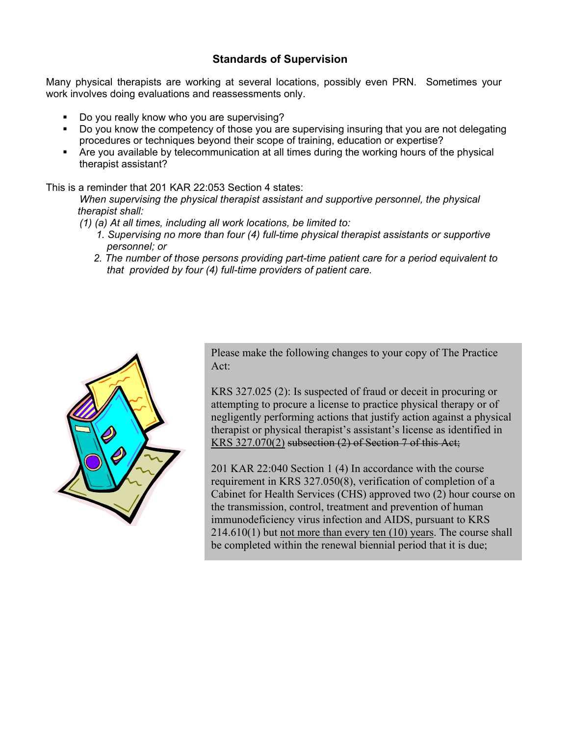## Standards of Supervision

Many physical therapists are working at several locations, possibly even PRN. Sometimes your work involves doing evaluations and reassessments only.

- Do you really know who you are supervising?
- Do you know the competency of those you are supervising insuring that you are not delegating procedures or techniques beyond their scope of training, education or expertise?
- Are you available by telecommunication at all times during the working hours of the physical therapist assistant?

This is a reminder that 201 KAR 22:053 Section 4 states:

*When supervising the physical therapist assistant and supportive personnel, the physical therapist shall:*

*(1) (a) At all times, including all work locations, be limited to:*

*1. Supervising no more than four (4) full-time physical therapist assistants or supportive personnel; or*

*2. The number of those persons providing part-time patient care for a period equivalent to that provided by four (4) full-time providers of patient care.*

Please make the following changes to your copy of The Practice Act:

KRS 327.025 (2): Is suspected of fraud or deceit in procuring or attempting to procure a license to practice physical therapy or of negligently performing actions that justify action against a physical therapist or physical therapist's assistant's license as identified in <u>KRS 327.070(2)</u> ~~subsection (2) of Section 7 of this Act;~~

201 KAR 22:040 Section 1 (4) In accordance with the course requirement in KRS 327.050(8), verification of completion of a Cabinet for Health Services (CHS) approved two (2) hour course on the transmission, control, treatment and prevention of human immunodeficiency virus infection and AIDS, pursuant to KRS 214.610(1) but <u>not more than every ten (10) years</u>. The course shall be completed within the renewal biennial period that it is due;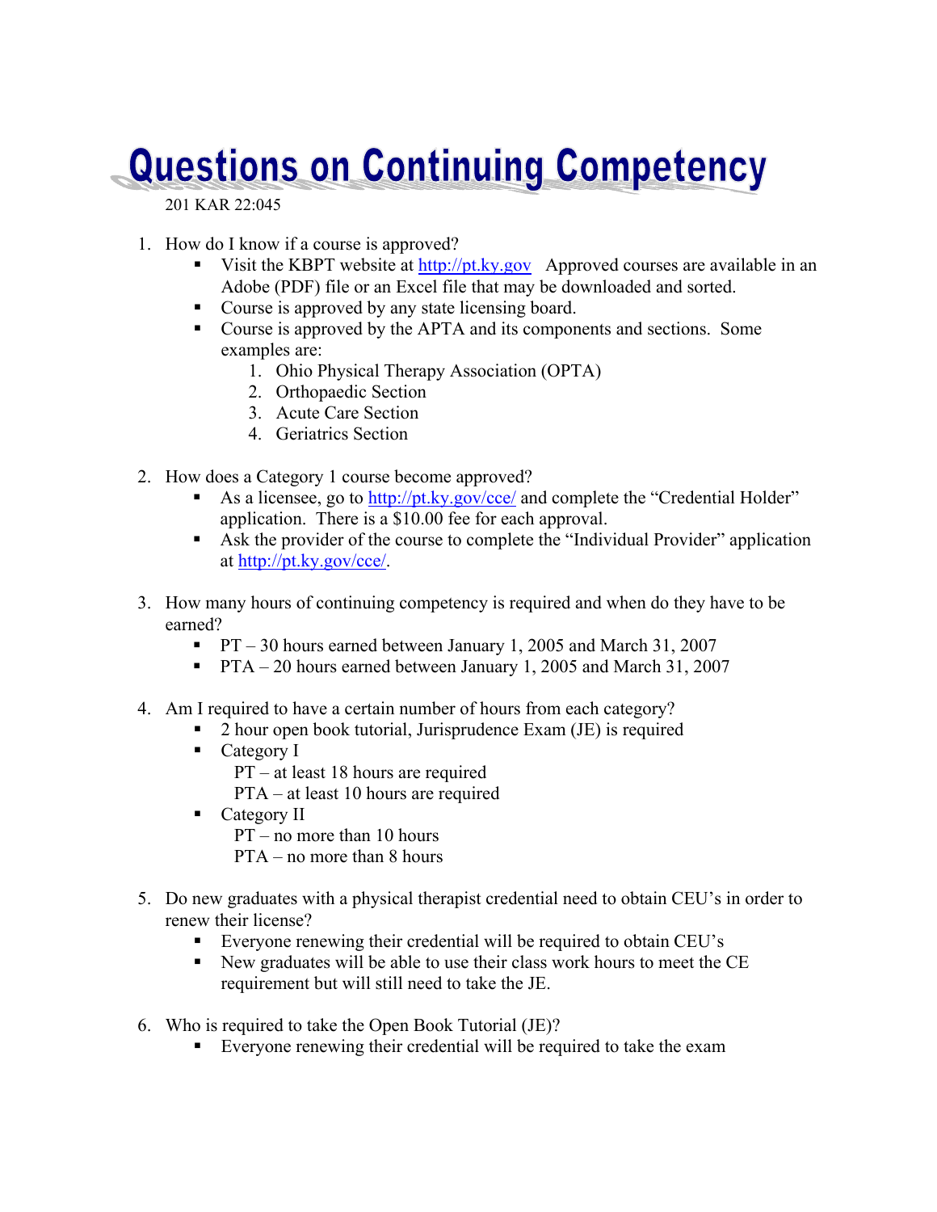# Questions on Continuing Competency

201 KAR 22:045

1. How do I know if a course is approved?
   - Visit the KBPT website at http://pt.ky.gov Approved courses are available in an Adobe (PDF) file or an Excel file that may be downloaded and sorted.
   - Course is approved by any state licensing board.
   - Course is approved by the APTA and its components and sections. Some examples are:
     1. Ohio Physical Therapy Association (OPTA)
     2. Orthopaedic Section
     3. Acute Care Section
     4. Geriatrics Section

2. How does a Category 1 course become approved?
   - As a licensee, go to http://pt.ky.gov/cce/ and complete the "Credential Holder" application. There is a $10.00 fee for each approval.
   - Ask the provider of the course to complete the "Individual Provider" application at http://pt.ky.gov/cce/.

3. How many hours of continuing competency is required and when do they have to be earned?
   - PT – 30 hours earned between January 1, 2005 and March 31, 2007
   - PTA – 20 hours earned between January 1, 2005 and March 31, 2007

4. Am I required to have a certain number of hours from each category?
   - 2 hour open book tutorial, Jurisprudence Exam (JE) is required
   - Category I
     PT – at least 18 hours are required
     PTA – at least 10 hours are required
   - Category II
     PT – no more than 10 hours
     PTA – no more than 8 hours

5. Do new graduates with a physical therapist credential need to obtain CEU's in order to renew their license?
   - Everyone renewing their credential will be required to obtain CEU's
   - New graduates will be able to use their class work hours to meet the CE requirement but will still need to take the JE.

6. Who is required to take the Open Book Tutorial (JE)?
   - Everyone renewing their credential will be required to take the exam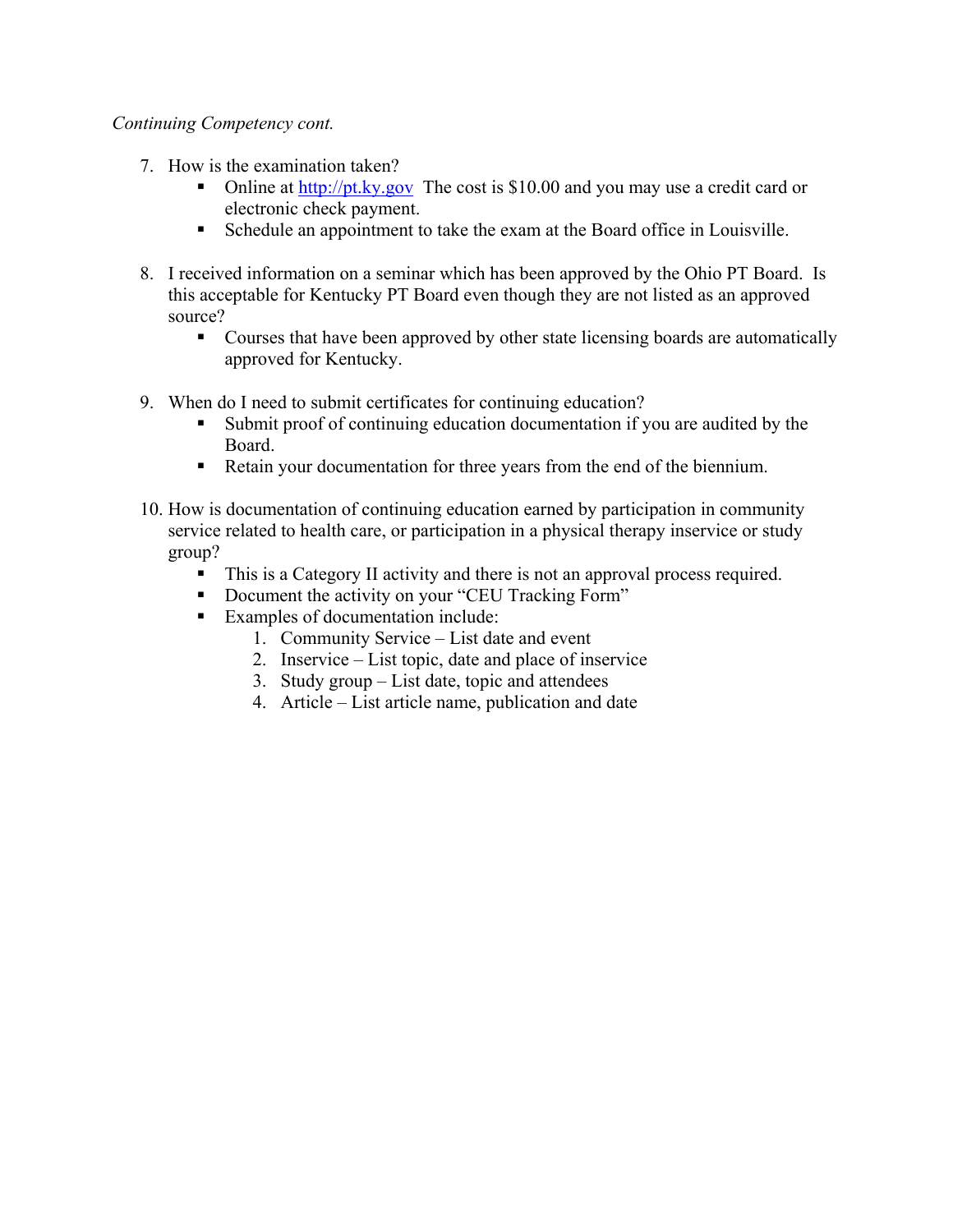*Continuing Competency cont.*

7. How is the examination taken?
   - Online at [http://pt.ky.gov](http://pt.ky.gov) The cost is $10.00 and you may use a credit card or electronic check payment.
   - Schedule an appointment to take the exam at the Board office in Louisville.

8. I received information on a seminar which has been approved by the Ohio PT Board. Is this acceptable for Kentucky PT Board even though they are not listed as an approved source?
   - Courses that have been approved by other state licensing boards are automatically approved for Kentucky.

9. When do I need to submit certificates for continuing education?
   - Submit proof of continuing education documentation if you are audited by the Board.
   - Retain your documentation for three years from the end of the biennium.

10. How is documentation of continuing education earned by participation in community service related to health care, or participation in a physical therapy inservice or study group?
    - This is a Category II activity and there is not an approval process required.
    - Document the activity on your "CEU Tracking Form"
    - Examples of documentation include:
      1. Community Service – List date and event
      2. Inservice – List topic, date and place of inservice
      3. Study group – List date, topic and attendees
      4. Article – List article name, publication and date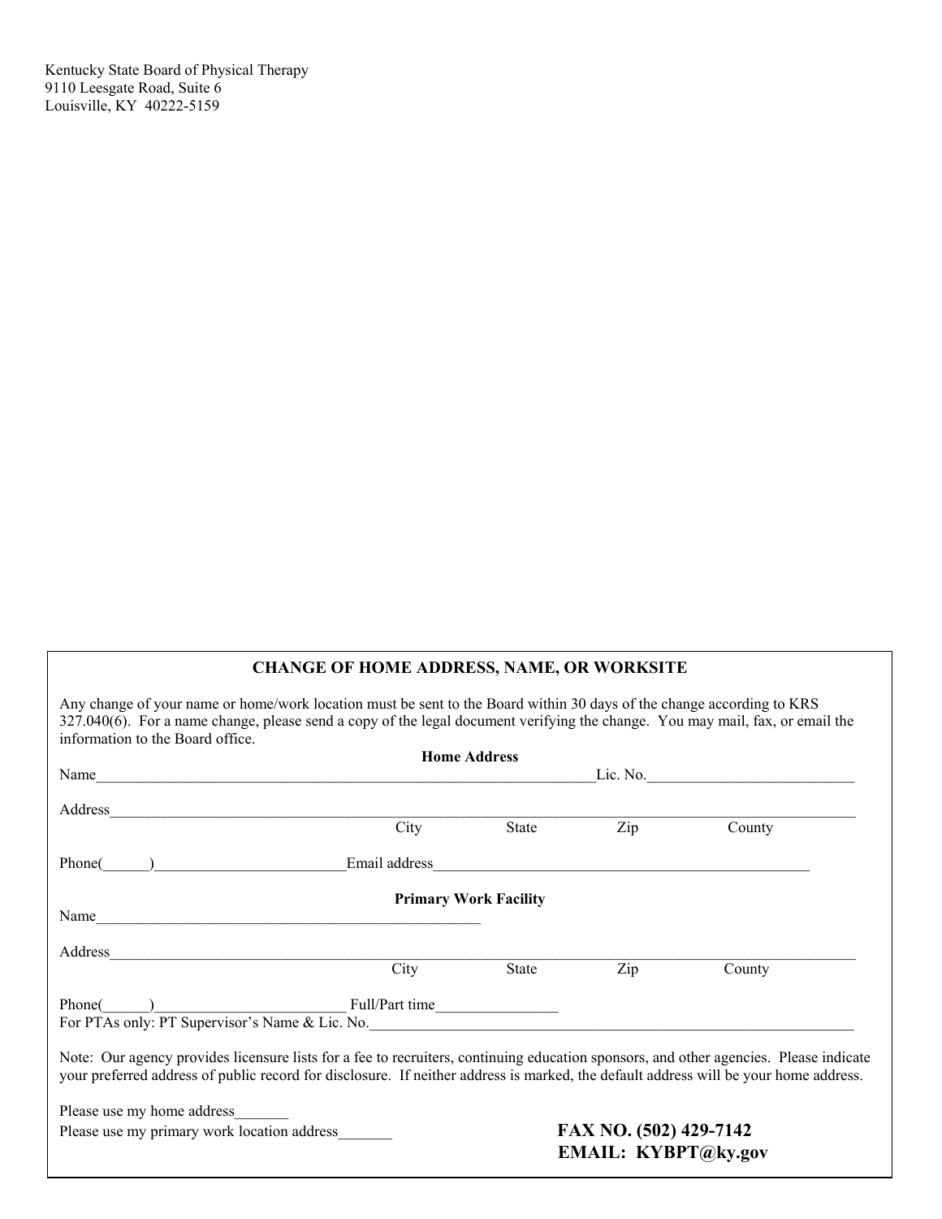Kentucky State Board of Physical Therapy
9110 Leesgate Road, Suite 6
Louisville, KY 40222-5159

## CHANGE OF HOME ADDRESS, NAME, OR WORKSITE

Any change of your name or home/work location must be sent to the Board within 30 days of the change according to KRS 327.040(6). For a name change, please send a copy of the legal document verifying the change. You may mail, fax, or email the information to the Board office.

**Home Address**

Name_________________________________________________________________Lic. No.___________________________

Address______________________________________________________________________________________________
City State Zip County

Phone(______)_________________________Email address__________________________________________________

**Primary Work Facility**

Name____________________________________________________

Address______________________________________________________________________________________________
City State Zip County

Phone(______)_________________________ Full/Part time________________
For PTAs only: PT Supervisor's Name & Lic. No.________________________________________________________________

Note: Our agency provides licensure lists for a fee to recruiters, continuing education sponsors, and other agencies. Please indicate your preferred address of public record for disclosure. If neither address is marked, the default address will be your home address.

Please use my home address_______
Please use my primary work location address_______

**FAX NO. (502) 429-7142**
**EMAIL: KYBPT@ky.gov**